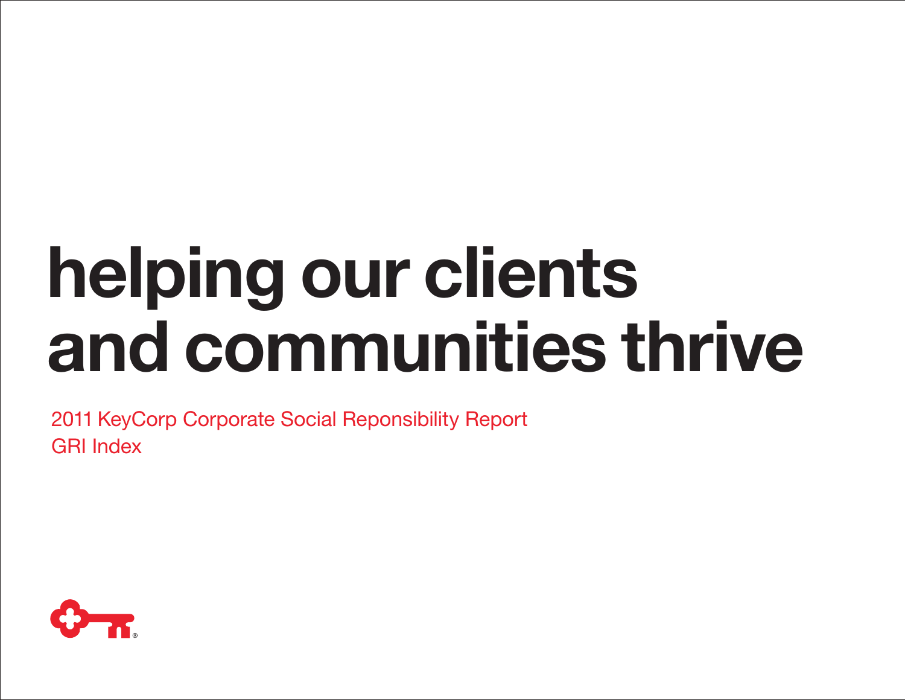# helping our clients and communities thrive

2011 KeyCorp Corporate Social Reponsibility Report
GRI Index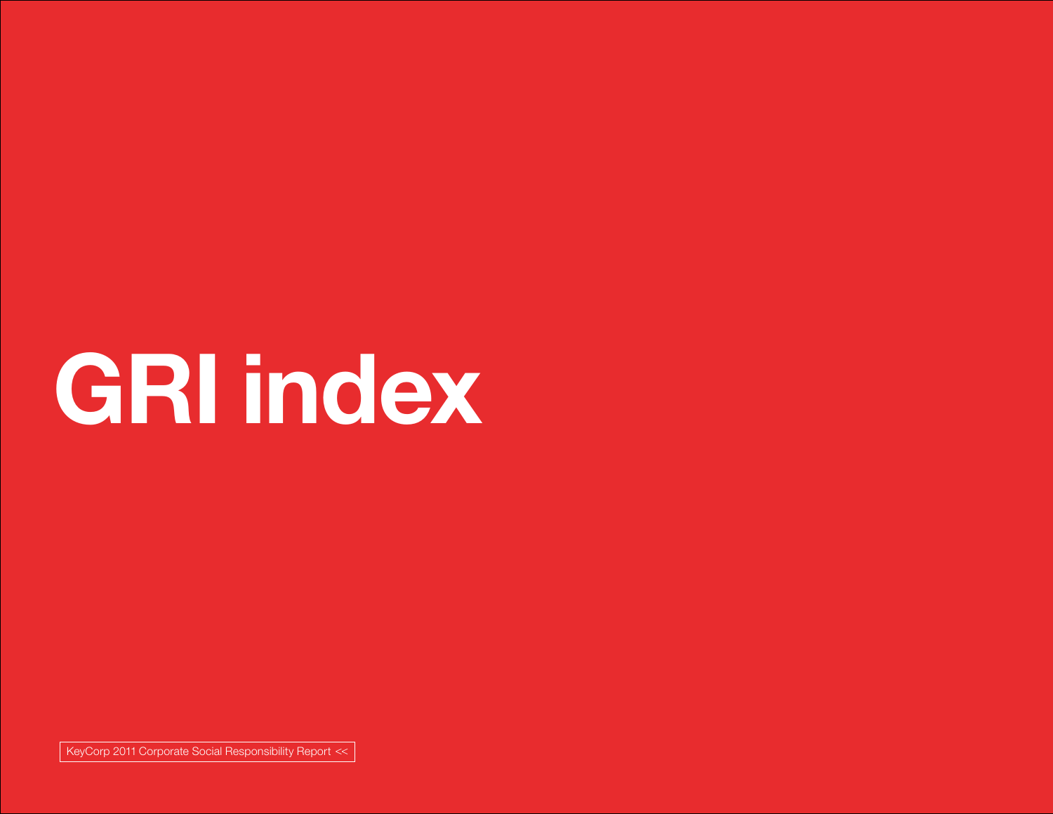# GRI index

KeyCorp 2011 Corporate Social Responsibility Report <<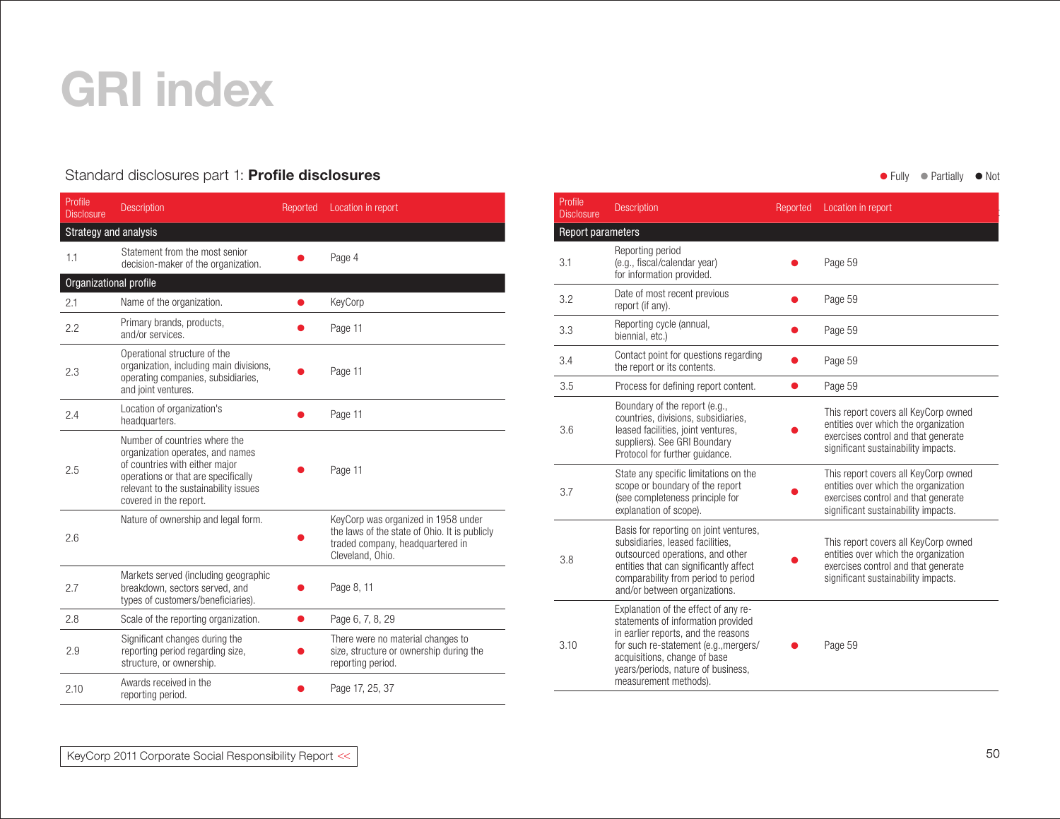# GRI index

## Standard disclosures part 1: **Profile disclosures**

● Fully ● Partially ● Not

| Profile Disclosure | Description | Reported | Location in report |
|---|---|---|---|
| **Strategy and analysis** | | | |
| 1.1 | Statement from the most senior decision-maker of the organization. | ● | Page 4 |
| **Organizational profile** | | | |
| 2.1 | Name of the organization. | ● | KeyCorp |
| 2.2 | Primary brands, products, and/or services. | ● | Page 11 |
| 2.3 | Operational structure of the organization, including main divisions, operating companies, subsidiaries, and joint ventures. | ● | Page 11 |
| 2.4 | Location of organization's headquarters. | ● | Page 11 |
| 2.5 | Number of countries where the organization operates, and names of countries with either major operations or that are specifically relevant to the sustainability issues covered in the report. | ● | Page 11 |
| 2.6 | Nature of ownership and legal form. | ● | KeyCorp was organized in 1958 under the laws of the state of Ohio. It is publicly traded company, headquartered in Cleveland, Ohio. |
| 2.7 | Markets served (including geographic breakdown, sectors served, and types of customers/beneficiaries). | ● | Page 8, 11 |
| 2.8 | Scale of the reporting organization. | ● | Page 6, 7, 8, 29 |
| 2.9 | Significant changes during the reporting period regarding size, structure, or ownership. | ● | There were no material changes to size, structure or ownership during the reporting period. |
| 2.10 | Awards received in the reporting period. | ● | Page 17, 25, 37 |

| Profile Disclosure | Description | Reported | Location in report |
|---|---|---|---|
| **Report parameters** | | | |
| 3.1 | Reporting period (e.g., fiscal/calendar year) for information provided. | ● | Page 59 |
| 3.2 | Date of most recent previous report (if any). | ● | Page 59 |
| 3.3 | Reporting cycle (annual, biennial, etc.) | ● | Page 59 |
| 3.4 | Contact point for questions regarding the report or its contents. | ● | Page 59 |
| 3.5 | Process for defining report content. | ● | Page 59 |
| 3.6 | Boundary of the report (e.g., countries, divisions, subsidiaries, leased facilities, joint ventures, suppliers). See GRI Boundary Protocol for further guidance. | ● | This report covers all KeyCorp owned entities over which the organization exercises control and that generate significant sustainability impacts. |
| 3.7 | State any specific limitations on the scope or boundary of the report (see completeness principle for explanation of scope). | ● | This report covers all KeyCorp owned entities over which the organization exercises control and that generate significant sustainability impacts. |
| 3.8 | Basis for reporting on joint ventures, subsidiaries, leased facilities, outsourced operations, and other entities that can significantly affect comparability from period to period and/or between organizations. | ● | This report covers all KeyCorp owned entities over which the organization exercises control and that generate significant sustainability impacts. |
| 3.10 | Explanation of the effect of any re-statements of information provided in earlier reports, and the reasons for such re-statement (e.g.,mergers/ acquisitions, change of base years/periods, nature of business, measurement methods). | ● | Page 59 |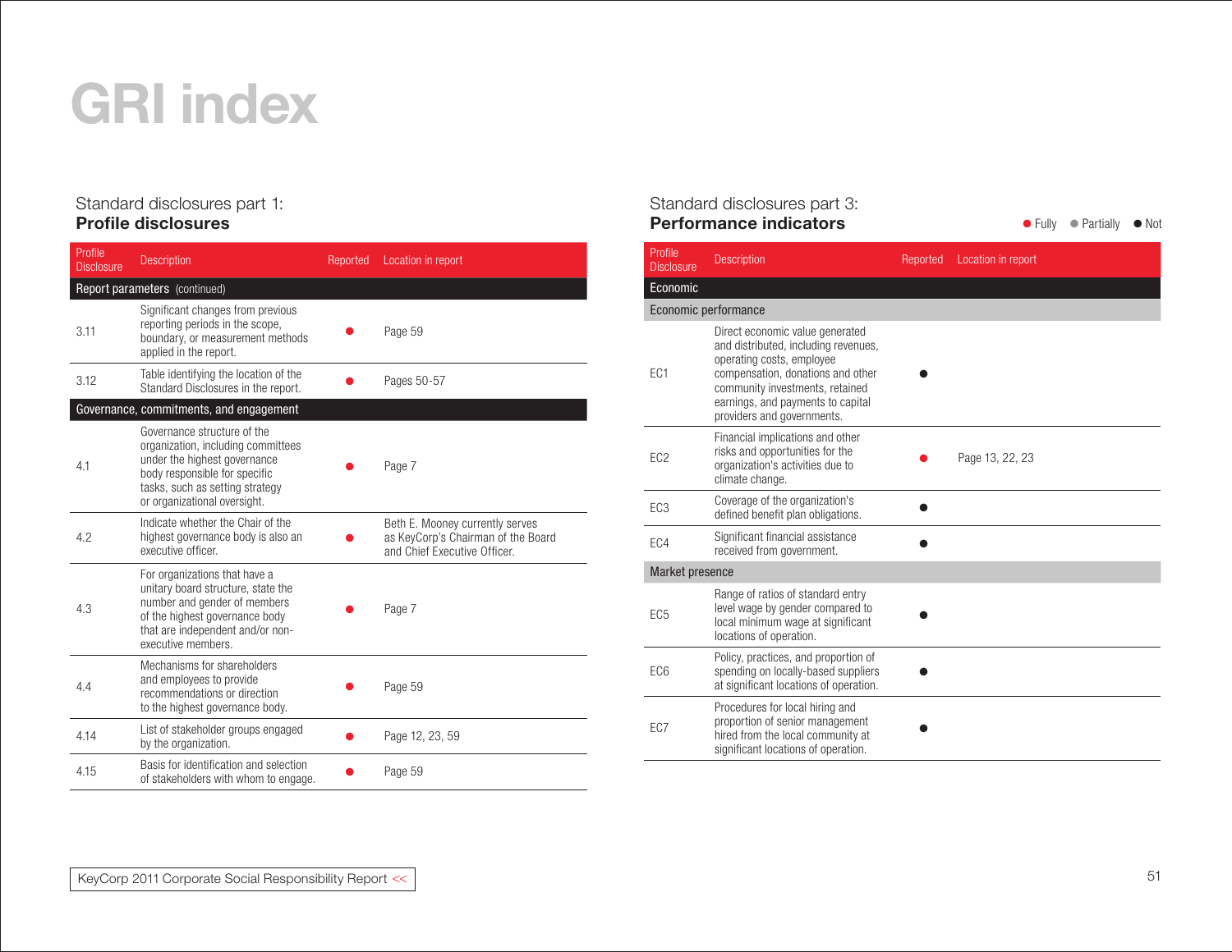# GRI index

## Standard disclosures part 1: **Profile disclosures**

| Profile Disclosure | Description | Reported | Location in report |
|---|---|---|---|
| **Report parameters** (continued) | | | |
| 3.11 | Significant changes from previous reporting periods in the scope, boundary, or measurement methods applied in the report. | ● | Page 59 |
| 3.12 | Table identifying the location of the Standard Disclosures in the report. | ● | Pages 50-57 |
| **Governance, commitments, and engagement** | | | |
| 4.1 | Governance structure of the organization, including committees under the highest governance body responsible for specific tasks, such as setting strategy or organizational oversight. | ● | Page 7 |
| 4.2 | Indicate whether the Chair of the highest governance body is also an executive officer. | ● | Beth E. Mooney currently serves as KeyCorp's Chairman of the Board and Chief Executive Officer. |
| 4.3 | For organizations that have a unitary board structure, state the number and gender of members of the highest governance body that are independent and/or non-executive members. | ● | Page 7 |
| 4.4 | Mechanisms for shareholders and employees to provide recommendations or direction to the highest governance body. | ● | Page 59 |
| 4.14 | List of stakeholder groups engaged by the organization. | ● | Page 12, 23, 59 |
| 4.15 | Basis for identification and selection of stakeholders with whom to engage. | ● | Page 59 |

## Standard disclosures part 3: **Performance indicators**

● Fully ● Partially ● Not

| Profile Disclosure | Description | Reported | Location in report |
|---|---|---|---|
| **Economic** | | | |
| **Economic performance** | | | |
| EC1 | Direct economic value generated and distributed, including revenues, operating costs, employee compensation, donations and other community investments, retained earnings, and payments to capital providers and governments. | ● (Not) | |
| EC2 | Financial implications and other risks and opportunities for the organization's activities due to climate change. | ● (Fully) | Page 13, 22, 23 |
| EC3 | Coverage of the organization's defined benefit plan obligations. | ● (Not) | |
| EC4 | Significant financial assistance received from government. | ● (Not) | |
| **Market presence** | | | |
| EC5 | Range of ratios of standard entry level wage by gender compared to local minimum wage at significant locations of operation. | ● (Not) | |
| EC6 | Policy, practices, and proportion of spending on locally-based suppliers at significant locations of operation. | ● (Not) | |
| EC7 | Procedures for local hiring and proportion of senior management hired from the local community at significant locations of operation. | ● (Not) | |

KeyCorp 2011 Corporate Social Responsibility Report <<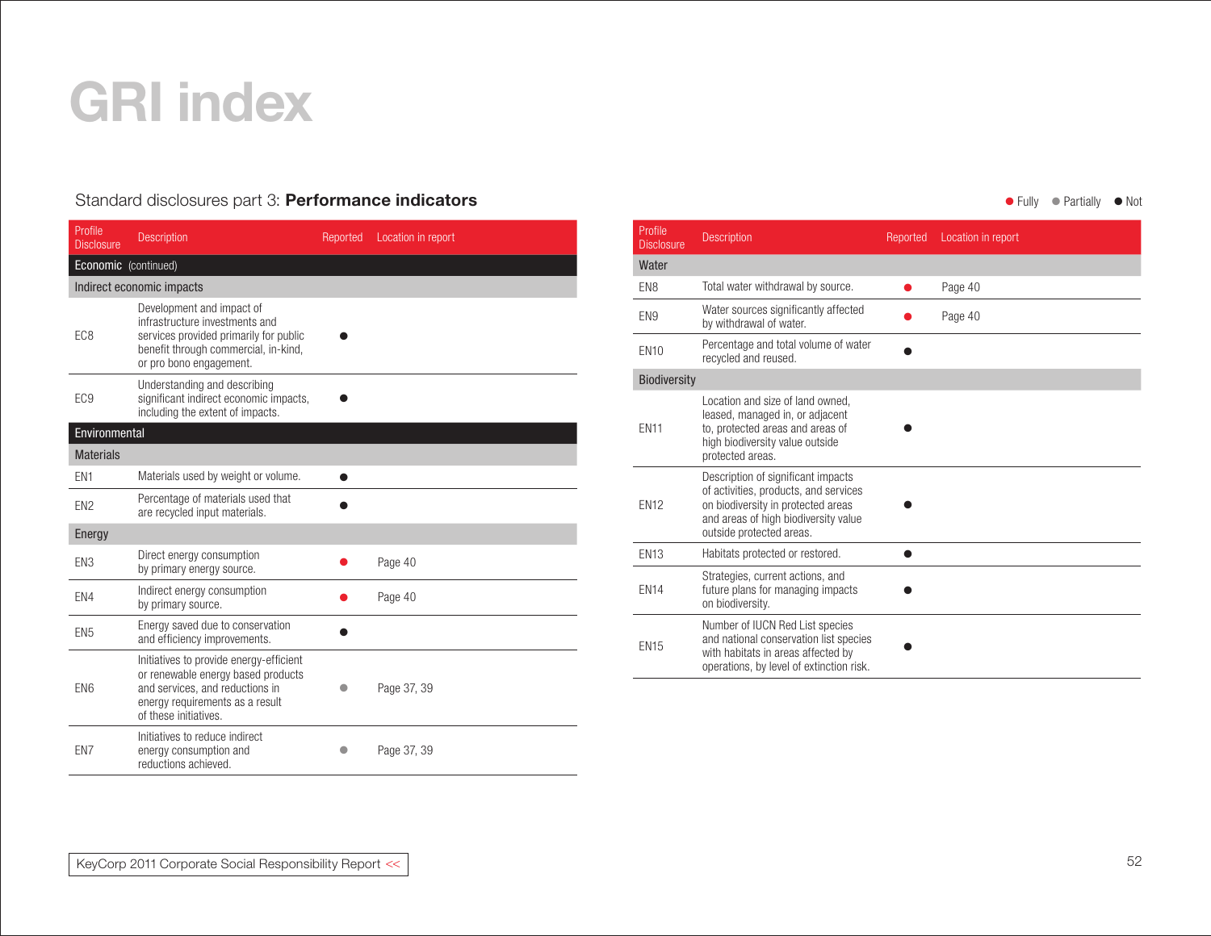# GRI index

## Standard disclosures part 3: **Performance indicators**

● Fully ● Partially ● Not

| Profile Disclosure | Description | Reported | Location in report |
|---|---|---|---|
| **Economic** (continued) | | | |
| Indirect economic impacts | | | |
| EC8 | Development and impact of infrastructure investments and services provided primarily for public benefit through commercial, in-kind, or pro bono engagement. | Not | |
| EC9 | Understanding and describing significant indirect economic impacts, including the extent of impacts. | Not | |
| **Environmental** | | | |
| Materials | | | |
| EN1 | Materials used by weight or volume. | Not | |
| EN2 | Percentage of materials used that are recycled input materials. | Not | |
| Energy | | | |
| EN3 | Direct energy consumption by primary energy source. | Fully | Page 40 |
| EN4 | Indirect energy consumption by primary source. | Fully | Page 40 |
| EN5 | Energy saved due to conservation and efficiency improvements. | Not | |
| EN6 | Initiatives to provide energy-efficient or renewable energy based products and services, and reductions in energy requirements as a result of these initiatives. | Partially | Page 37, 39 |
| EN7 | Initiatives to reduce indirect energy consumption and reductions achieved. | Partially | Page 37, 39 |
| Water | | | |
| EN8 | Total water withdrawal by source. | Fully | Page 40 |
| EN9 | Water sources significantly affected by withdrawal of water. | Fully | Page 40 |
| EN10 | Percentage and total volume of water recycled and reused. | Not | |
| Biodiversity | | | |
| EN11 | Location and size of land owned, leased, managed in, or adjacent to, protected areas and areas of high biodiversity value outside protected areas. | Not | |
| EN12 | Description of significant impacts of activities, products, and services on biodiversity in protected areas and areas of high biodiversity value outside protected areas. | Not | |
| EN13 | Habitats protected or restored. | Not | |
| EN14 | Strategies, current actions, and future plans for managing impacts on biodiversity. | Not | |
| EN15 | Number of IUCN Red List species and national conservation list species with habitats in areas affected by operations, by level of extinction risk. | Not | |

KeyCorp 2011 Corporate Social Responsibility Report <<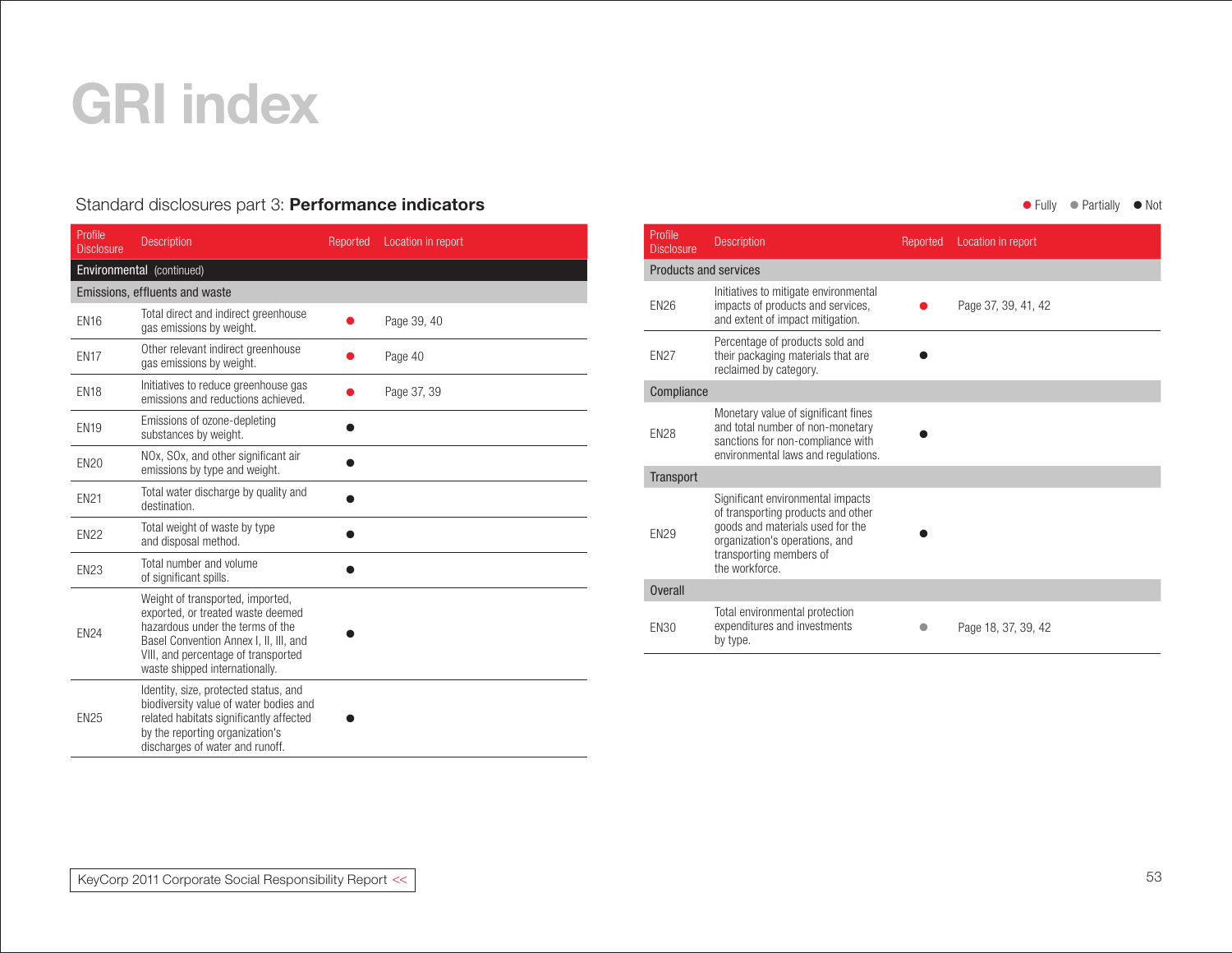# GRI index

## Standard disclosures part 3: **Performance indicators**

● Fully ● Partially ● Not

| Profile Disclosure | Description | Reported | Location in report |
|---|---|---|---|
| **Environmental** (continued) | | | |
| **Emissions, effluents and waste** | | | |
| EN16 | Total direct and indirect greenhouse gas emissions by weight. | Fully | Page 39, 40 |
| EN17 | Other relevant indirect greenhouse gas emissions by weight. | Fully | Page 40 |
| EN18 | Initiatives to reduce greenhouse gas emissions and reductions achieved. | Fully | Page 37, 39 |
| EN19 | Emissions of ozone-depleting substances by weight. | Not | |
| EN20 | NOx, SOx, and other significant air emissions by type and weight. | Not | |
| EN21 | Total water discharge by quality and destination. | Not | |
| EN22 | Total weight of waste by type and disposal method. | Not | |
| EN23 | Total number and volume of significant spills. | Not | |
| EN24 | Weight of transported, imported, exported, or treated waste deemed hazardous under the terms of the Basel Convention Annex I, II, III, and VIII, and percentage of transported waste shipped internationally. | Not | |
| EN25 | Identity, size, protected status, and biodiversity value of water bodies and related habitats significantly affected by the reporting organization's discharges of water and runoff. | Not | |
| **Products and services** | | | |
| EN26 | Initiatives to mitigate environmental impacts of products and services, and extent of impact mitigation. | Fully | Page 37, 39, 41, 42 |
| EN27 | Percentage of products sold and their packaging materials that are reclaimed by category. | Not | |
| **Compliance** | | | |
| EN28 | Monetary value of significant fines and total number of non-monetary sanctions for non-compliance with environmental laws and regulations. | Not | |
| **Transport** | | | |
| EN29 | Significant environmental impacts of transporting products and other goods and materials used for the organization's operations, and transporting members of the workforce. | Not | |
| **Overall** | | | |
| EN30 | Total environmental protection expenditures and investments by type. | Partially | Page 18, 37, 39, 42 |

KeyCorp 2011 Corporate Social Responsibility Report <<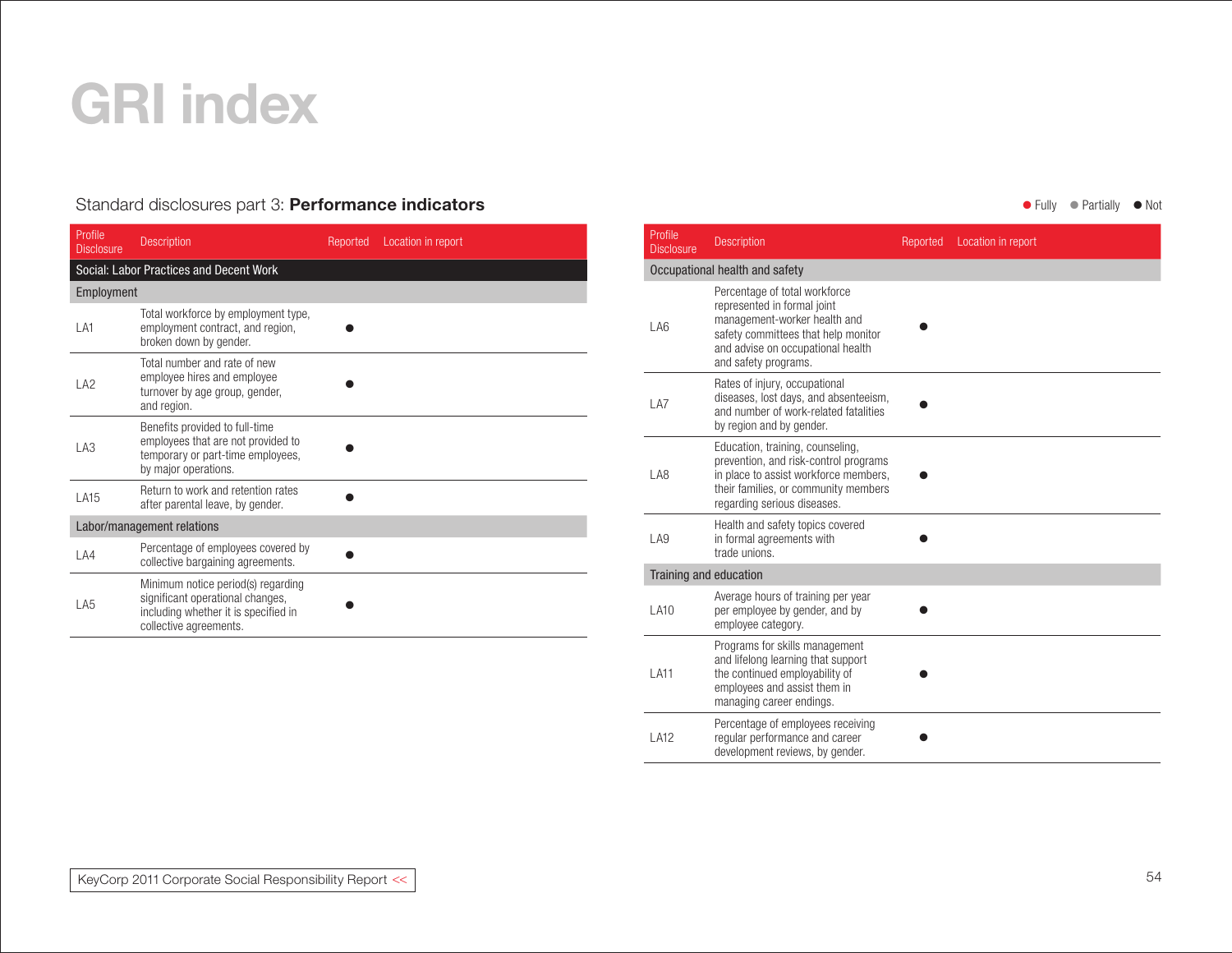# GRI index

## Standard disclosures part 3: **Performance indicators**

● Fully ● Partially ● Not

| Profile Disclosure | Description | Reported | Location in report |
|---|---|---|---|
| **Social: Labor Practices and Decent Work** | | | |
| **Employment** | | | |
| LA1 | Total workforce by employment type, employment contract, and region, broken down by gender. | ● | |
| LA2 | Total number and rate of new employee hires and employee turnover by age group, gender, and region. | ● | |
| LA3 | Benefits provided to full-time employees that are not provided to temporary or part-time employees, by major operations. | ● | |
| LA15 | Return to work and retention rates after parental leave, by gender. | ● | |
| **Labor/management relations** | | | |
| LA4 | Percentage of employees covered by collective bargaining agreements. | ● | |
| LA5 | Minimum notice period(s) regarding significant operational changes, including whether it is specified in collective agreements. | ● | |

| Profile Disclosure | Description | Reported | Location in report |
|---|---|---|---|
| **Occupational health and safety** | | | |
| LA6 | Percentage of total workforce represented in formal joint management-worker health and safety committees that help monitor and advise on occupational health and safety programs. | ● | |
| LA7 | Rates of injury, occupational diseases, lost days, and absenteeism, and number of work-related fatalities by region and by gender. | ● | |
| LA8 | Education, training, counseling, prevention, and risk-control programs in place to assist workforce members, their families, or community members regarding serious diseases. | ● | |
| LA9 | Health and safety topics covered in formal agreements with trade unions. | ● | |
| **Training and education** | | | |
| LA10 | Average hours of training per year per employee by gender, and by employee category. | ● | |
| LA11 | Programs for skills management and lifelong learning that support the continued employability of employees and assist them in managing career endings. | ● | |
| LA12 | Percentage of employees receiving regular performance and career development reviews, by gender. | ● | |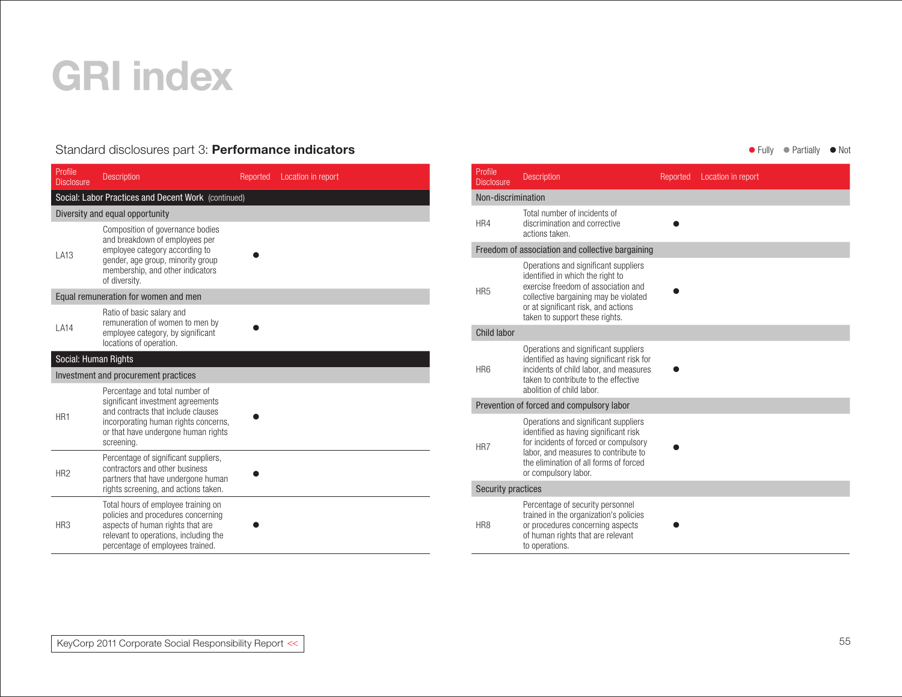# GRI index

## Standard disclosures part 3: **Performance indicators**

● Fully ● Partially ● Not

| Profile Disclosure | Description | Reported | Location in report |
|---|---|---|---|
| **Social: Labor Practices and Decent Work** (continued) | | | |
| **Diversity and equal opportunity** | | | |
| LA13 | Composition of governance bodies and breakdown of employees per employee category according to gender, age group, minority group membership, and other indicators of diversity. | ● | |
| **Equal remuneration for women and men** | | | |
| LA14 | Ratio of basic salary and remuneration of women to men by employee category, by significant locations of operation. | ● | |
| **Social: Human Rights** | | | |
| **Investment and procurement practices** | | | |
| HR1 | Percentage and total number of significant investment agreements and contracts that include clauses incorporating human rights concerns, or that have undergone human rights screening. | ● | |
| HR2 | Percentage of significant suppliers, contractors and other business partners that have undergone human rights screening, and actions taken. | ● | |
| HR3 | Total hours of employee training on policies and procedures concerning aspects of human rights that are relevant to operations, including the percentage of employees trained. | ● | |

| Profile Disclosure | Description | Reported | Location in report |
|---|---|---|---|
| **Non-discrimination** | | | |
| HR4 | Total number of incidents of discrimination and corrective actions taken. | ● | |
| **Freedom of association and collective bargaining** | | | |
| HR5 | Operations and significant suppliers identified in which the right to exercise freedom of association and collective bargaining may be violated or at significant risk, and actions taken to support these rights. | ● | |
| **Child labor** | | | |
| HR6 | Operations and significant suppliers identified as having significant risk for incidents of child labor, and measures taken to contribute to the effective abolition of child labor. | ● | |
| **Prevention of forced and compulsory labor** | | | |
| HR7 | Operations and significant suppliers identified as having significant risk for incidents of forced or compulsory labor, and measures to contribute to the elimination of all forms of forced or compulsory labor. | ● | |
| **Security practices** | | | |
| HR8 | Percentage of security personnel trained in the organization's policies or procedures concerning aspects of human rights that are relevant to operations. | ● | |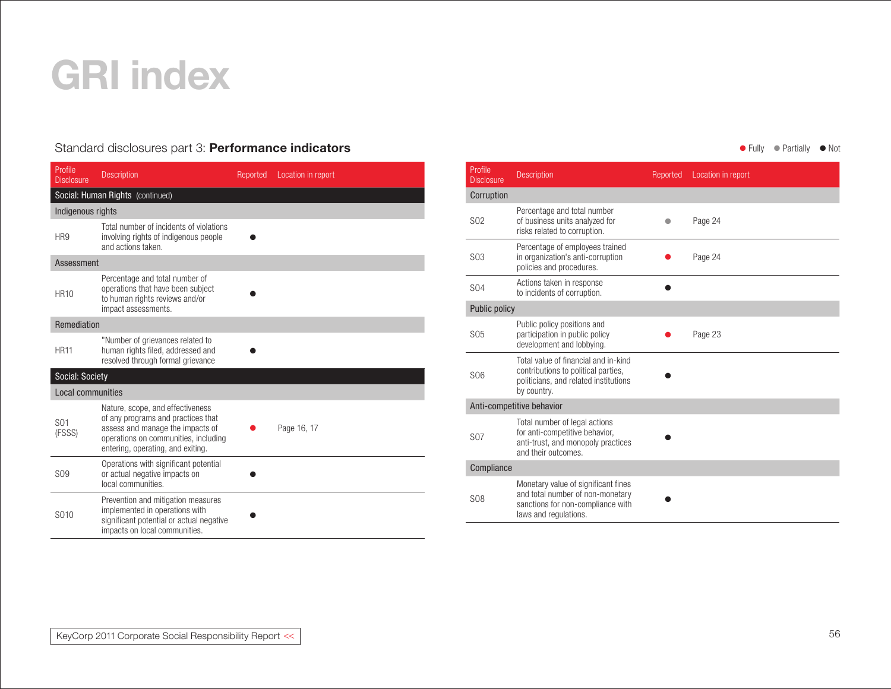# GRI index

## Standard disclosures part 3: **Performance indicators**

● Fully ● Partially ● Not

| Profile Disclosure | Description | Reported | Location in report |
|---|---|---|---|
| **Social: Human Rights** (continued) | | | |
| Indigenous rights | | | |
| HR9 | Total number of incidents of violations involving rights of indigenous people and actions taken. | Not | |
| Assessment | | | |
| HR10 | Percentage and total number of operations that have been subject to human rights reviews and/or impact assessments. | Not | |
| Remediation | | | |
| HR11 | "Number of grievances related to human rights filed, addressed and resolved through formal grievance | Not | |
| **Social: Society** | | | |
| Local communities | | | |
| S01 (FSSS) | Nature, scope, and effectiveness of any programs and practices that assess and manage the impacts of operations on communities, including entering, operating, and exiting. | Fully | Page 16, 17 |
| S09 | Operations with significant potential or actual negative impacts on local communities. | Not | |
| S010 | Prevention and mitigation measures implemented in operations with significant potential or actual negative impacts on local communities. | Not | |

| Profile Disclosure | Description | Reported | Location in report |
|---|---|---|---|
| Corruption | | | |
| S02 | Percentage and total number of business units analyzed for risks related to corruption. | Partially | Page 24 |
| S03 | Percentage of employees trained in organization's anti-corruption policies and procedures. | Fully | Page 24 |
| S04 | Actions taken in response to incidents of corruption. | Not | |
| Public policy | | | |
| S05 | Public policy positions and participation in public policy development and lobbying. | Fully | Page 23 |
| S06 | Total value of financial and in-kind contributions to political parties, politicians, and related institutions by country. | Not | |
| Anti-competitive behavior | | | |
| S07 | Total number of legal actions for anti-competitive behavior, anti-trust, and monopoly practices and their outcomes. | Not | |
| Compliance | | | |
| S08 | Monetary value of significant fines and total number of non-monetary sanctions for non-compliance with laws and regulations. | Not | |

KeyCorp 2011 Corporate Social Responsibility Report <<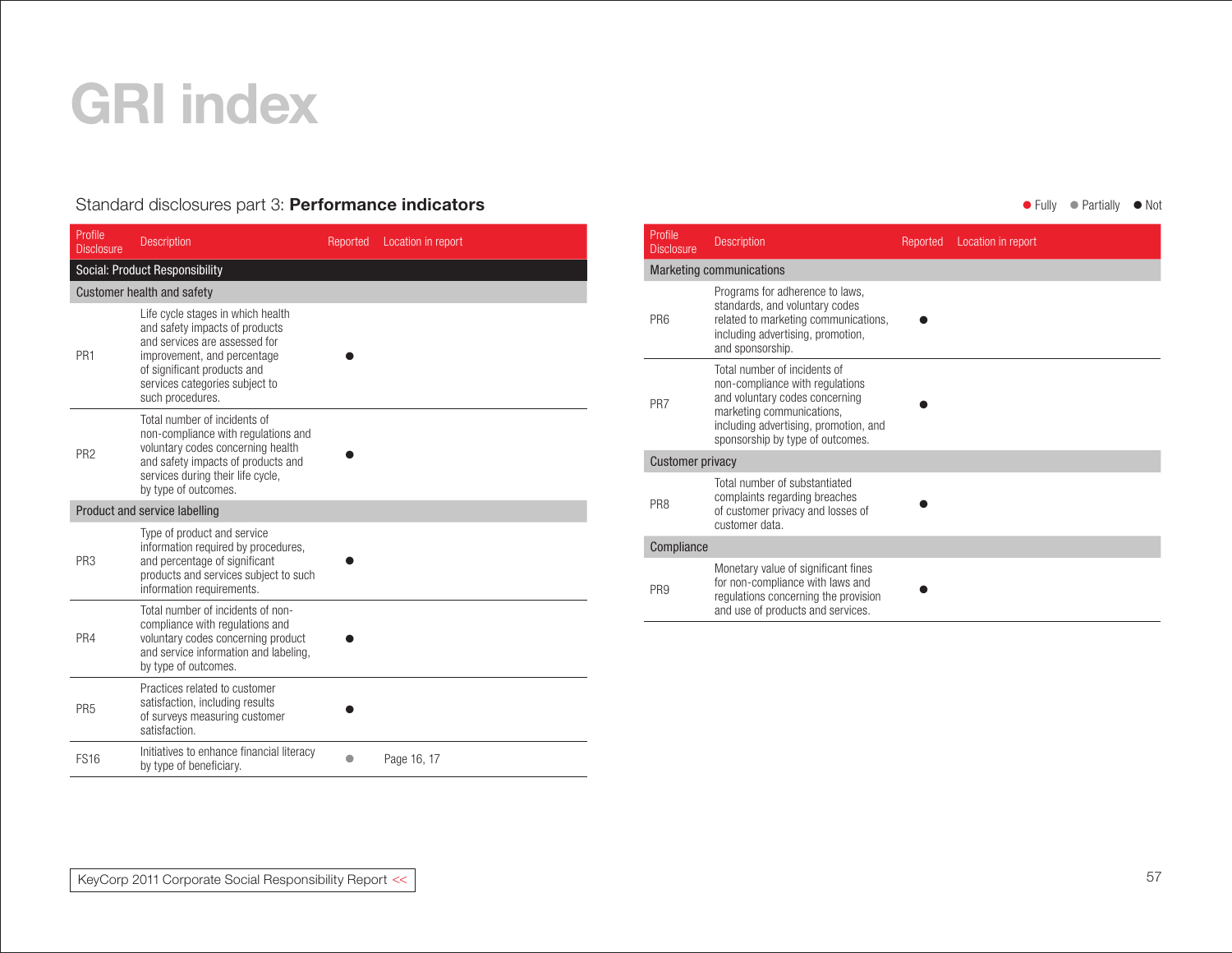# GRI index

## Standard disclosures part 3: **Performance indicators**

● Fully ● Partially ● Not

| Profile Disclosure | Description | Reported | Location in report |
|---|---|---|---|
| **Social: Product Responsibility** | | | |
| **Customer health and safety** | | | |
| PR1 | Life cycle stages in which health and safety impacts of products and services are assessed for improvement, and percentage of significant products and services categories subject to such procedures. | ● Not | |
| PR2 | Total number of incidents of non-compliance with regulations and voluntary codes concerning health and safety impacts of products and services during their life cycle, by type of outcomes. | ● Not | |
| **Product and service labelling** | | | |
| PR3 | Type of product and service information required by procedures, and percentage of significant products and services subject to such information requirements. | ● Not | |
| PR4 | Total number of incidents of non-compliance with regulations and voluntary codes concerning product and service information and labeling, by type of outcomes. | ● Not | |
| PR5 | Practices related to customer satisfaction, including results of surveys measuring customer satisfaction. | ● Not | |
| FS16 | Initiatives to enhance financial literacy by type of beneficiary. | ● Partially | Page 16, 17 |

| Profile Disclosure | Description | Reported | Location in report |
|---|---|---|---|
| **Marketing communications** | | | |
| PR6 | Programs for adherence to laws, standards, and voluntary codes related to marketing communications, including advertising, promotion, and sponsorship. | ● Not | |
| PR7 | Total number of incidents of non-compliance with regulations and voluntary codes concerning marketing communications, including advertising, promotion, and sponsorship by type of outcomes. | ● Not | |
| **Customer privacy** | | | |
| PR8 | Total number of substantiated complaints regarding breaches of customer privacy and losses of customer data. | ● Not | |
| **Compliance** | | | |
| PR9 | Monetary value of significant fines for non-compliance with laws and regulations concerning the provision and use of products and services. | ● Not | |

KeyCorp 2011 Corporate Social Responsibility Report <<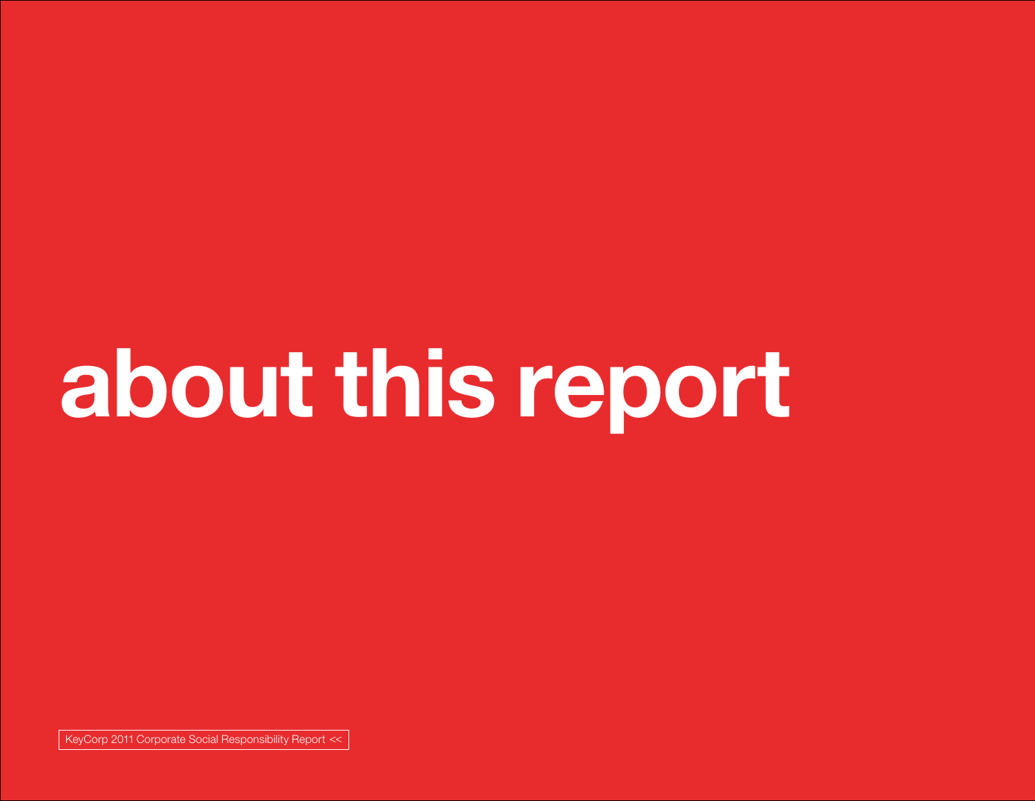# about this report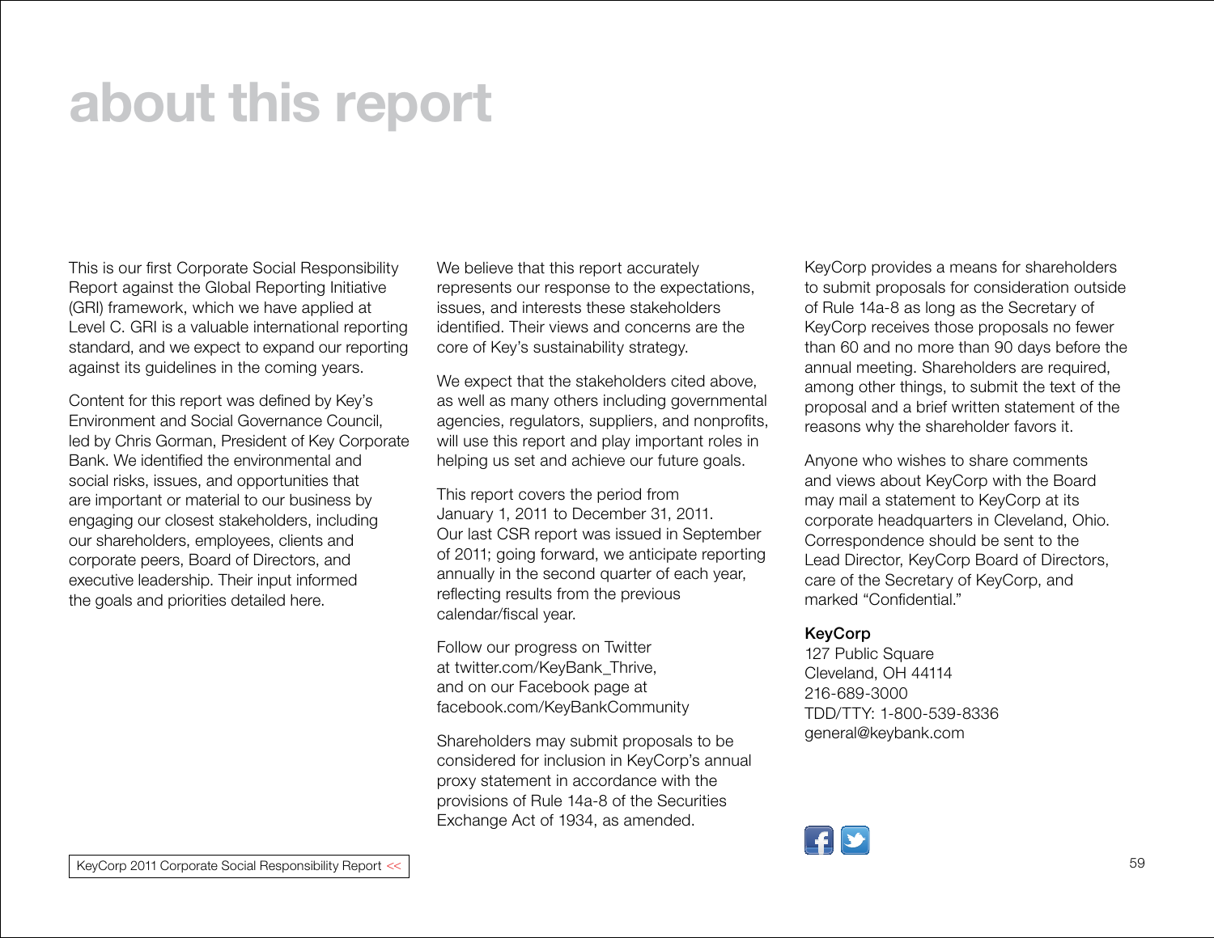# about this report

This is our first Corporate Social Responsibility Report against the Global Reporting Initiative (GRI) framework, which we have applied at Level C. GRI is a valuable international reporting standard, and we expect to expand our reporting against its guidelines in the coming years.

Content for this report was defined by Key's Environment and Social Governance Council, led by Chris Gorman, President of Key Corporate Bank. We identified the environmental and social risks, issues, and opportunities that are important or material to our business by engaging our closest stakeholders, including our shareholders, employees, clients and corporate peers, Board of Directors, and executive leadership. Their input informed the goals and priorities detailed here.

We believe that this report accurately represents our response to the expectations, issues, and interests these stakeholders identified. Their views and concerns are the core of Key's sustainability strategy.

We expect that the stakeholders cited above, as well as many others including governmental agencies, regulators, suppliers, and nonprofits, will use this report and play important roles in helping us set and achieve our future goals.

This report covers the period from January 1, 2011 to December 31, 2011. Our last CSR report was issued in September of 2011; going forward, we anticipate reporting annually in the second quarter of each year, reflecting results from the previous calendar/fiscal year.

Follow our progress on Twitter at twitter.com/KeyBank_Thrive, and on our Facebook page at facebook.com/KeyBankCommunity

Shareholders may submit proposals to be considered for inclusion in KeyCorp's annual proxy statement in accordance with the provisions of Rule 14a-8 of the Securities Exchange Act of 1934, as amended.

KeyCorp provides a means for shareholders to submit proposals for consideration outside of Rule 14a-8 as long as the Secretary of KeyCorp receives those proposals no fewer than 60 and no more than 90 days before the annual meeting. Shareholders are required, among other things, to submit the text of the proposal and a brief written statement of the reasons why the shareholder favors it.

Anyone who wishes to share comments and views about KeyCorp with the Board may mail a statement to KeyCorp at its corporate headquarters in Cleveland, Ohio. Correspondence should be sent to the Lead Director, KeyCorp Board of Directors, care of the Secretary of KeyCorp, and marked "Confidential."

**KeyCorp**
127 Public Square
Cleveland, OH 44114
216-689-3000
TDD/TTY: 1-800-539-8336
general@keybank.com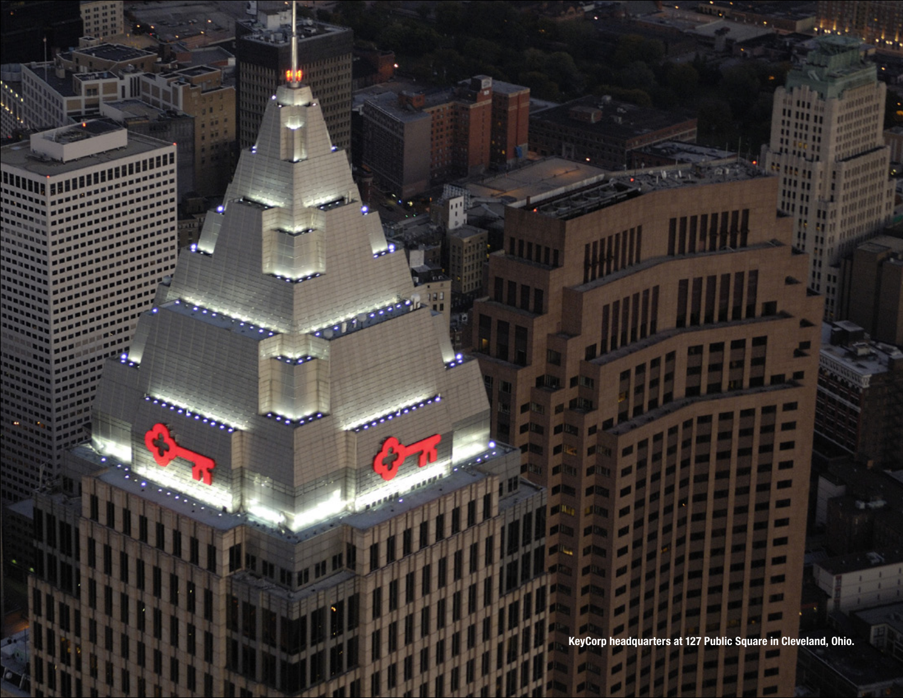KeyCorp headquarters at 127 Public Square in Cleveland, Ohio.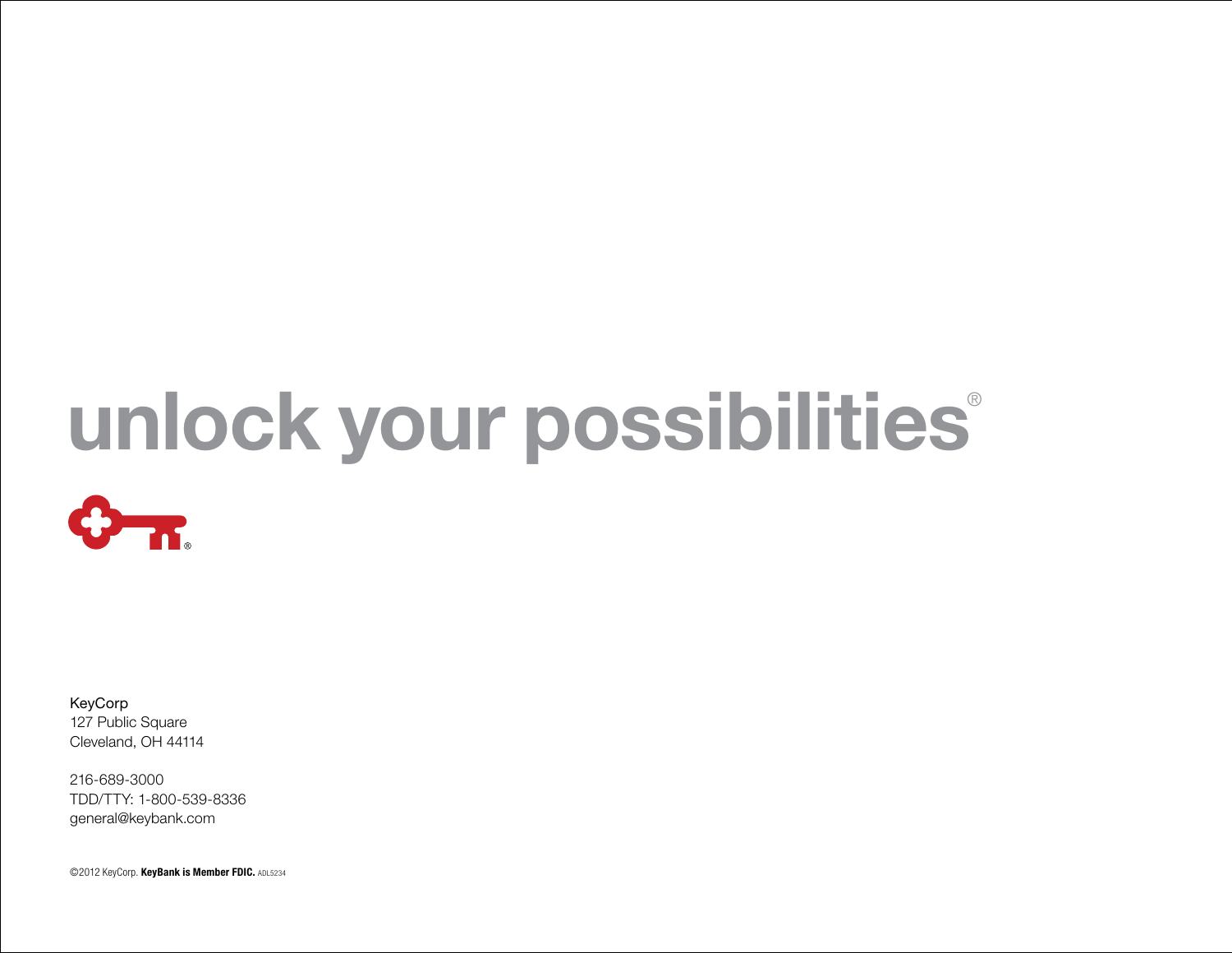# unlock your possibilities®

KeyCorp
127 Public Square
Cleveland, OH 44114

216-689-3000
TDD/TTY: 1-800-539-8336
general@keybank.com

©2012 KeyCorp. **KeyBank is Member FDIC.** ADL5234